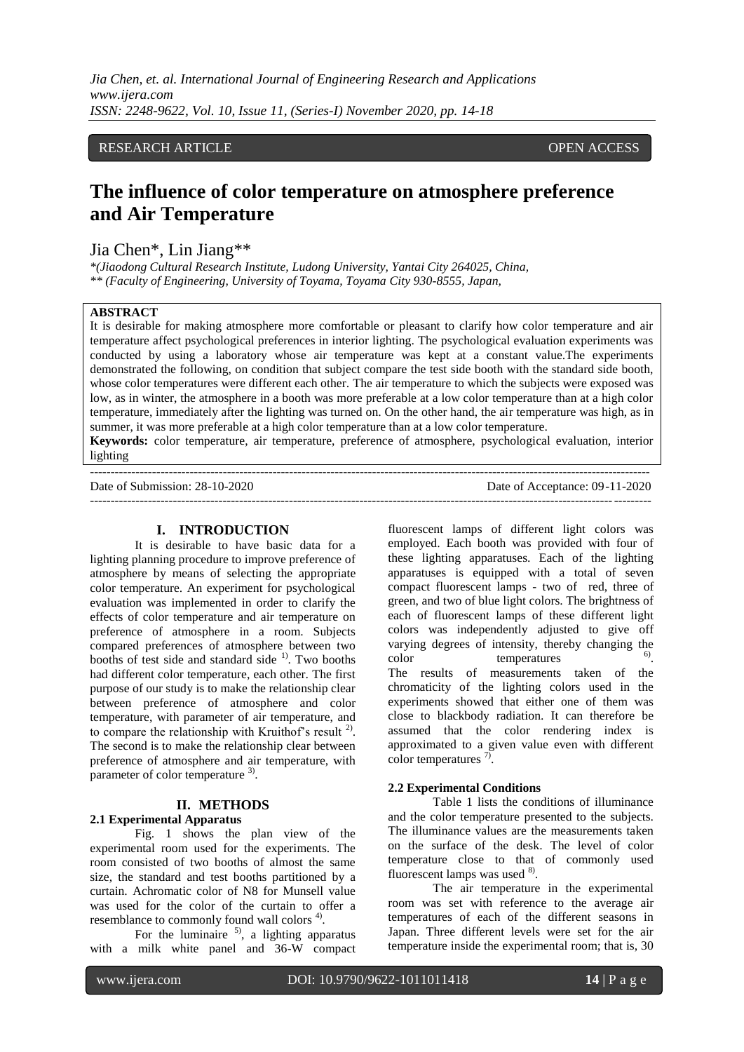RESEARCH ARTICLE OPEN ACCESS

# The influence of color temperature on atmosphere preference and Air Temperature

Jia Chen*, Lin Jiang**

*\*(Jiaodong Cultural Research Institute, Ludong University, Yantai City 264025, China,*
*\*\* (Faculty of Engineering, University of Toyama, Toyama City 930-8555, Japan,*

**ABSTRACT**

It is desirable for making atmosphere more comfortable or pleasant to clarify how color temperature and air temperature affect psychological preferences in interior lighting. The psychological evaluation experiments was conducted by using a laboratory whose air temperature was kept at a constant value.The experiments demonstrated the following, on condition that subject compare the test side booth with the standard side booth, whose color temperatures were different each other. The air temperature to which the subjects were exposed was low, as in winter, the atmosphere in a booth was more preferable at a low color temperature than at a high color temperature, immediately after the lighting was turned on. On the other hand, the air temperature was high, as in summer, it was more preferable at a high color temperature than at a low color temperature.

**Keywords:** color temperature, air temperature, preference of atmosphere, psychological evaluation, interior lighting

---

Date of Submission: 28-10-2020 Date of Acceptance: 09-11-2020

---

## I. INTRODUCTION

It is desirable to have basic data for a lighting planning procedure to improve preference of atmosphere by means of selecting the appropriate color temperature. An experiment for psychological evaluation was implemented in order to clarify the effects of color temperature and air temperature on preference of atmosphere in a room. Subjects compared preferences of atmosphere between two booths of test side and standard side [1)]. Two booths had different color temperature, each other. The first purpose of our study is to make the relationship clear between preference of atmosphere and color temperature, with parameter of air temperature, and to compare the relationship with Kruithof's result [2)]. The second is to make the relationship clear between preference of atmosphere and air temperature, with parameter of color temperature [3)].

## II. METHODS

### 2.1 Experimental Apparatus

Fig. 1 shows the plan view of the experimental room used for the experiments. The room consisted of two booths of almost the same size, the standard and test booths partitioned by a curtain. Achromatic color of N8 for Munsell value was used for the color of the curtain to offer a resemblance to commonly found wall colors [4)].

For the luminaire [5)], a lighting apparatus with a milk white panel and 36-W compact fluorescent lamps of different light colors was employed. Each booth was provided with four of these lighting apparatuses. Each of the lighting apparatuses is equipped with a total of seven compact fluorescent lamps - two of red, three of green, and two of blue light colors. The brightness of each of fluorescent lamps of these different light colors was independently adjusted to give off varying degrees of intensity, thereby changing the color temperatures [6)].

The results of measurements taken of the chromaticity of the lighting colors used in the experiments showed that either one of them was close to blackbody radiation. It can therefore be assumed that the color rendering index is approximated to a given value even with different color temperatures [7)].

### 2.2 Experimental Conditions

Table 1 lists the conditions of illuminance and the color temperature presented to the subjects. The illuminance values are the measurements taken on the surface of the desk. The level of color temperature close to that of commonly used fluorescent lamps was used [8)].

The air temperature in the experimental room was set with reference to the average air temperatures of each of the different seasons in Japan. Three different levels were set for the air temperature inside the experimental room; that is, 30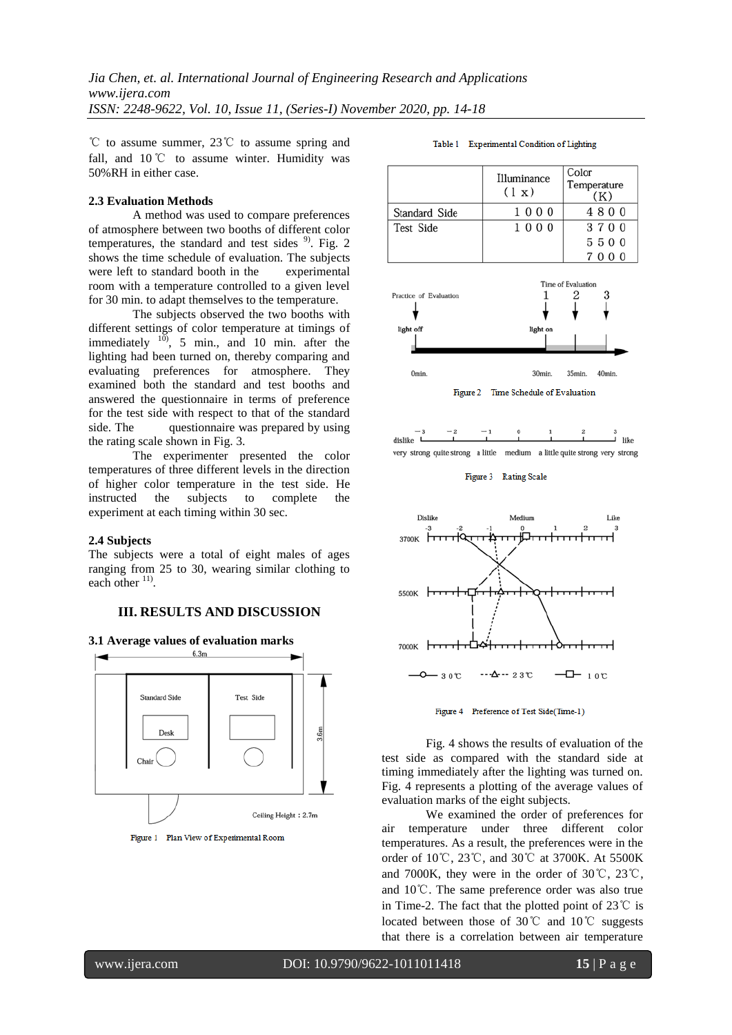℃ to assume summer, 23℃ to assume spring and fall, and 10℃ to assume winter. Humidity was 50%RH in either case.

### 2.3 Evaluation Methods

A method was used to compare preferences of atmosphere between two booths of different color temperatures, the standard and test sides [9]. Fig. 2 shows the time schedule of evaluation. The subjects were left to standard booth in the experimental room with a temperature controlled to a given level for 30 min. to adapt themselves to the temperature.

The subjects observed the two booths with different settings of color temperature at timings of immediately [10], 5 min., and 10 min. after the lighting had been turned on, thereby comparing and evaluating preferences for atmosphere. They examined both the standard and test booths and answered the questionnaire in terms of preference for the test side with respect to that of the standard side. The questionnaire was prepared by using the rating scale shown in Fig. 3.

The experimenter presented the color temperatures of three different levels in the direction of higher color temperature in the test side. He instructed the subjects to complete the experiment at each timing within 30 sec.

### 2.4 Subjects

The subjects were a total of eight males of ages ranging from 25 to 30, wearing similar clothing to each other [11].

## III. RESULTS AND DISCUSSION

### 3.1 Average values of evaluation marks

Figure 1 Plan View of Experimental Room

Table 1 Experimental Condition of Lighting

| | Illuminance (lx) | Color Temperature (K) |
|---|---|---|
| Standard Side | 1000 | 4800 |
| Test Side | 1000 | 3700 |
| | | 5500 |
| | | 7000 |

Figure 2 Time Schedule of Evaluation

Figure 3 Rating Scale

Figure 4 Preference of Test Side(Time-1)

Fig. 4 shows the results of evaluation of the test side as compared with the standard side at timing immediately after the lighting was turned on. Fig. 4 represents a plotting of the average values of evaluation marks of the eight subjects.

We examined the order of preferences for air temperature under three different color temperatures. As a result, the preferences were in the order of 10℃, 23℃, and 30℃ at 3700K. At 5500K and 7000K, they were in the order of 30℃, 23℃, and 10℃. The same preference order was also true in Time-2. The fact that the plotted point of 23℃ is located between those of 30℃ and 10℃ suggests that there is a correlation between air temperature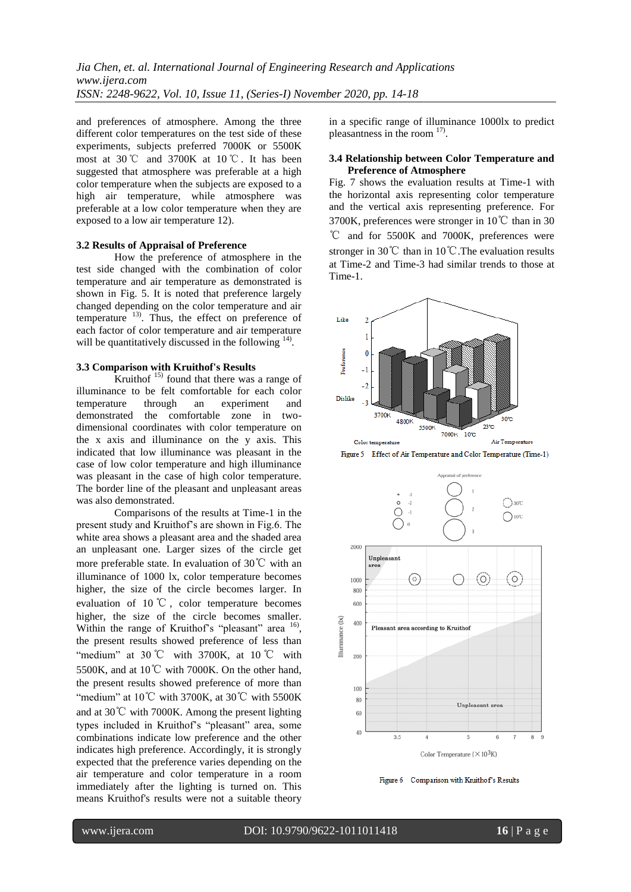and preferences of atmosphere. Among the three different color temperatures on the test side of these experiments, subjects preferred 7000K or 5500K most at 30℃ and 3700K at 10℃. It has been suggested that atmosphere was preferable at a high color temperature when the subjects are exposed to a high air temperature, while atmosphere was preferable at a low color temperature when they are exposed to a low air temperature 12).

### 3.2 Results of Appraisal of Preference

How the preference of atmosphere in the test side changed with the combination of color temperature and air temperature as demonstrated is shown in Fig. 5. It is noted that preference largely changed depending on the color temperature and air temperature [13]. Thus, the effect on preference of each factor of color temperature and air temperature will be quantitatively discussed in the following [14].

### 3.3 Comparison with Kruithof's Results

Kruithof [15] found that there was a range of illuminance to be felt comfortable for each color temperature through an experiment and demonstrated the comfortable zone in two-dimensional coordinates with color temperature on the x axis and illuminance on the y axis. This indicated that low illuminance was pleasant in the case of low color temperature and high illuminance was pleasant in the case of high color temperature. The border line of the pleasant and unpleasant areas was also demonstrated.

Comparisons of the results at Time-1 in the present study and Kruithof's are shown in Fig.6. The white area shows a pleasant area and the shaded area an unpleasant one. Larger sizes of the circle get more preferable state. In evaluation of 30℃ with an illuminance of 1000 lx, color temperature becomes higher, the size of the circle becomes larger. In evaluation of 10℃, color temperature becomes higher, the size of the circle becomes smaller. Within the range of Kruithof's "pleasant" area [16], the present results showed preference of less than "medium" at 30℃ with 3700K, at 10℃ with 5500K, and at 10℃ with 7000K. On the other hand, the present results showed preference of more than "medium" at 10℃ with 3700K, at 30℃ with 5500K and at 30℃ with 7000K. Among the present lighting types included in Kruithof's "pleasant" area, some combinations indicate low preference and the other indicates high preference. Accordingly, it is strongly expected that the preference varies depending on the air temperature and color temperature in a room immediately after the lighting is turned on. This means Kruithof's results were not a suitable theory in a specific range of illuminance 1000lx to predict pleasantness in the room [17].

### 3.4 Relationship between Color Temperature and Preference of Atmosphere

Fig. 7 shows the evaluation results at Time-1 with the horizontal axis representing color temperature and the vertical axis representing preference. For 3700K, preferences were stronger in 10℃ than in 30℃ and for 5500K and 7000K, preferences were stronger in 30℃ than in 10℃.The evaluation results at Time-2 and Time-3 had similar trends to those at Time-1.

Figure 5 Effect of Air Temperature and Color Temperature (Time-1)

Figure 6 Comparison with Kruithof's Results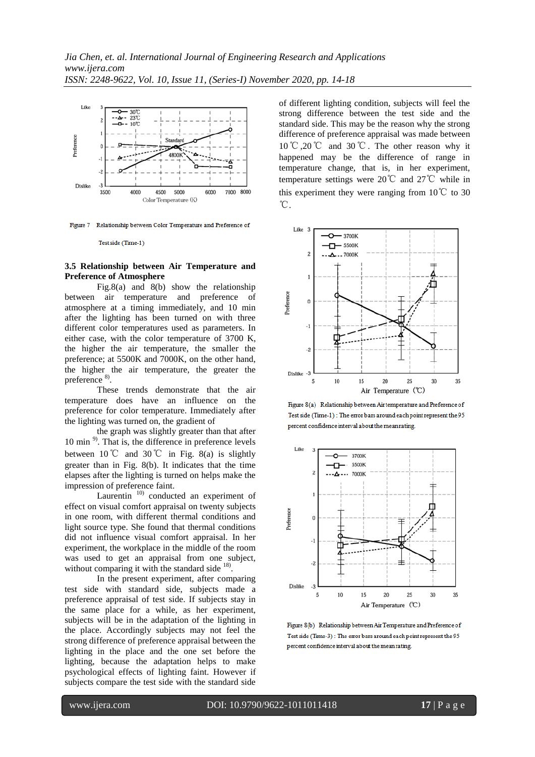Figure 7 Relationship between Color Temperature and Preference of Test side (Time-1)

### 3.5 Relationship between Air Temperature and Preference of Atmosphere

Fig.8(a) and 8(b) show the relationship between air temperature and preference of atmosphere at a timing immediately, and 10 min after the lighting has been turned on with three different color temperatures used as parameters. In either case, with the color temperature of 3700 K, the higher the air temperature, the smaller the preference; at 5500K and 7000K, on the other hand, the higher the air temperature, the greater the preference [8].

These trends demonstrate that the air temperature does have an influence on the preference for color temperature. Immediately after the lighting was turned on, the gradient of the graph was slightly greater than that after 10 min [9]. That is, the difference in preference levels between 10℃ and 30℃ in Fig. 8(a) is slightly greater than in Fig. 8(b). It indicates that the time elapses after the lighting is turned on helps make the impression of preference faint.

Laurentin [10] conducted an experiment of effect on visual comfort appraisal on twenty subjects in one room, with different thermal conditions and light source type. She found that thermal conditions did not influence visual comfort appraisal. In her experiment, the workplace in the middle of the room was used to get an appraisal from one subject, without comparing it with the standard side [18].

In the present experiment, after comparing test side with standard side, subjects made a preference appraisal of test side. If subjects stay in the same place for a while, as her experiment, subjects will be in the adaptation of the lighting in the place. Accordingly subjects may not feel the strong difference of preference appraisal between the lighting in the place and the one set before the lighting, because the adaptation helps to make psychological effects of lighting faint. However if subjects compare the test side with the standard side of different lighting condition, subjects will feel the strong difference between the test side and the standard side. This may be the reason why the strong difference of preference appraisal was made between 10℃,20℃ and 30℃. The other reason why it happened may be the difference of range in temperature change, that is, in her experiment, temperature settings were 20℃ and 27℃ while in this experiment they were ranging from 10℃ to 30℃.

Figure 8(a) Relationship between Air temperature and Preference of Test side (Time-1) : The error bars around each point represent the 95 percent confidence interval about the mean rating.

Figure 8(b) Relationship between Air Temperature and Preference of Test side (Time-3) : The error bars around each point represent the 95 percent confidence interval about the mean rating.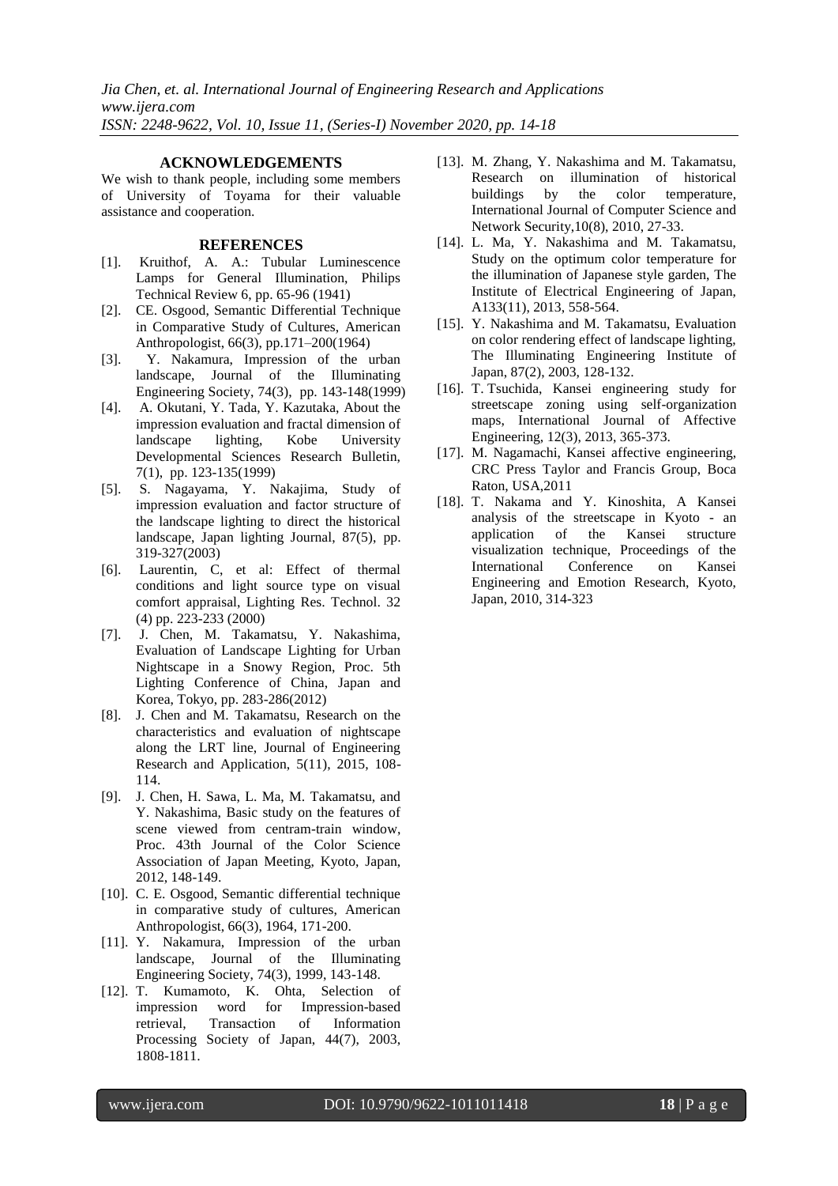## ACKNOWLEDGEMENTS

We wish to thank people, including some members of University of Toyama for their valuable assistance and cooperation.

## REFERENCES

[1]. Kruithof, A. A.: Tubular Luminescence Lamps for General Illumination, Philips Technical Review 6, pp. 65-96 (1941)

[2]. CE. Osgood, Semantic Differential Technique in Comparative Study of Cultures, American Anthropologist, 66(3), pp.171–200(1964)

[3]. Y. Nakamura, Impression of the urban landscape, Journal of the Illuminating Engineering Society, 74(3), pp. 143-148(1999)

[4]. A. Okutani, Y. Tada, Y. Kazutaka, About the impression evaluation and fractal dimension of landscape lighting, Kobe University Developmental Sciences Research Bulletin, 7(1), pp. 123-135(1999)

[5]. S. Nagayama, Y. Nakajima, Study of impression evaluation and factor structure of the landscape lighting to direct the historical landscape, Japan lighting Journal, 87(5), pp. 319-327(2003)

[6]. Laurentin, C, et al: Effect of thermal conditions and light source type on visual comfort appraisal, Lighting Res. Technol. 32 (4) pp. 223-233 (2000)

[7]. J. Chen, M. Takamatsu, Y. Nakashima, Evaluation of Landscape Lighting for Urban Nightscape in a Snowy Region, Proc. 5th Lighting Conference of China, Japan and Korea, Tokyo, pp. 283-286(2012)

[8]. J. Chen and M. Takamatsu, Research on the characteristics and evaluation of nightscape along the LRT line, Journal of Engineering Research and Application, 5(11), 2015, 108-114.

[9]. J. Chen, H. Sawa, L. Ma, M. Takamatsu, and Y. Nakashima, Basic study on the features of scene viewed from centram-train window, Proc. 43th Journal of the Color Science Association of Japan Meeting, Kyoto, Japan, 2012, 148-149.

[10]. C. E. Osgood, Semantic differential technique in comparative study of cultures, American Anthropologist, 66(3), 1964, 171-200.

[11]. Y. Nakamura, Impression of the urban landscape, Journal of the Illuminating Engineering Society, 74(3), 1999, 143-148.

[12]. T. Kumamoto, K. Ohta, Selection of impression word for Impression-based retrieval, Transaction of Information Processing Society of Japan, 44(7), 2003, 1808-1811.

[13]. M. Zhang, Y. Nakashima and M. Takamatsu, Research on illumination of historical buildings by the color temperature, International Journal of Computer Science and Network Security,10(8), 2010, 27-33.

[14]. L. Ma, Y. Nakashima and M. Takamatsu, Study on the optimum color temperature for the illumination of Japanese style garden, The Institute of Electrical Engineering of Japan, A133(11), 2013, 558-564.

[15]. Y. Nakashima and M. Takamatsu, Evaluation on color rendering effect of landscape lighting, The Illuminating Engineering Institute of Japan, 87(2), 2003, 128-132.

[16]. T. Tsuchida, Kansei engineering study for streetscape zoning using self-organization maps, International Journal of Affective Engineering, 12(3), 2013, 365-373.

[17]. M. Nagamachi, Kansei affective engineering, CRC Press Taylor and Francis Group, Boca Raton, USA,2011

[18]. T. Nakama and Y. Kinoshita, A Kansei analysis of the streetscape in Kyoto - an application of the Kansei structure visualization technique, Proceedings of the International Conference on Kansei Engineering and Emotion Research, Kyoto, Japan, 2010, 314-323